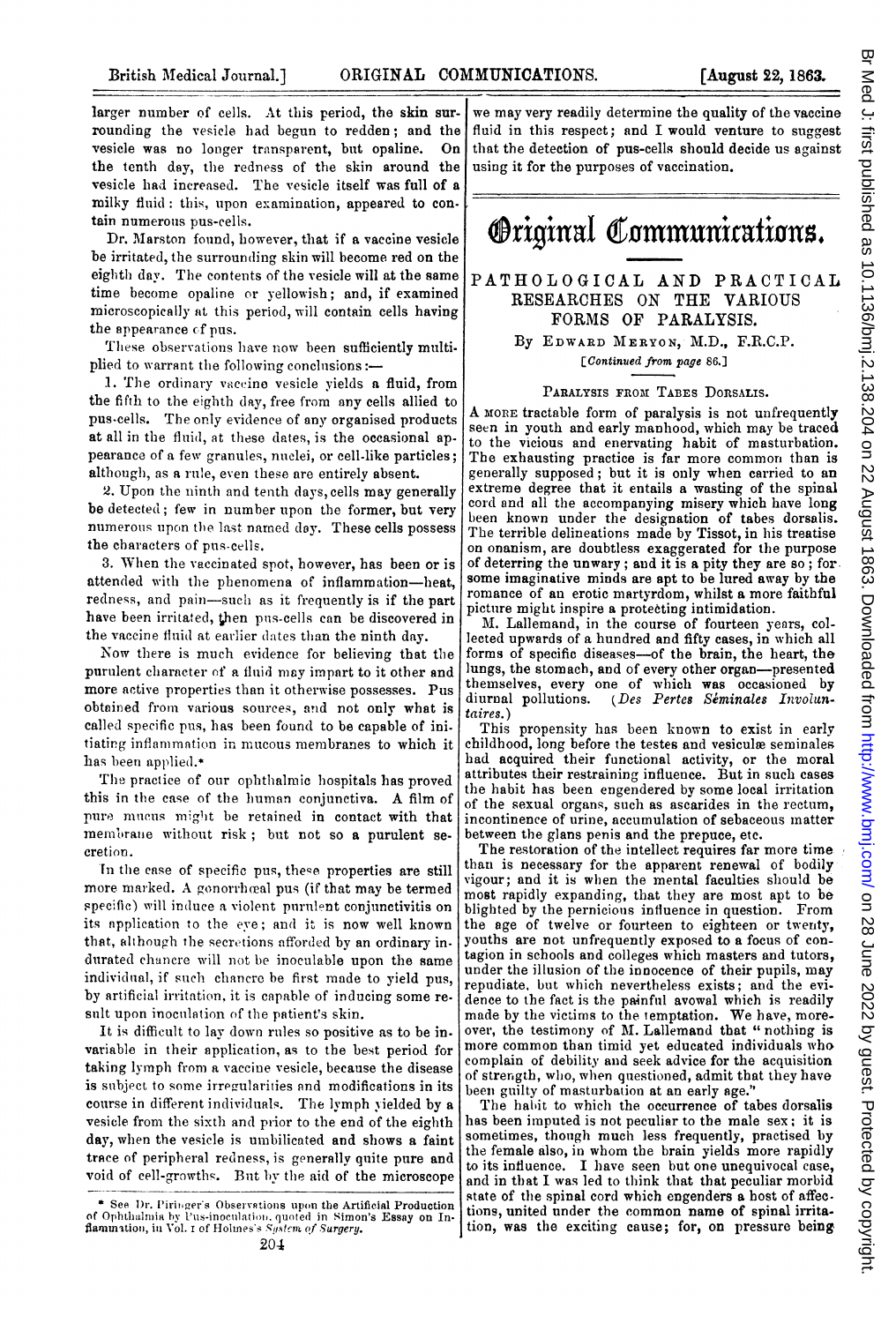larger number of cells. At this period, the skin surrounding the vesicle had begun to redden; and the vesicle was no longer transparent, but opaline. On the tenth day, the redness of the skin around the vesicle had increased. The vesicle itself was full of a milky fluid: this, upon examination, appeared to contain numerous pus-cells.

Dr. Marston found, however, that if a vaccine vesicle be irritated, the surrounding skin will become red on the eighth day. The contents of the vesicle will at the same time become opaline or yellowish; and, if examined microscopically at this period, will contain cells having the appearance of pus.

These observations have now been sufficiently multiplied to warrant the following conclusions:—

1. The ordinary vaccine vesicle yields a fluid, from the fifth to the eighth day, free from any cells allied to pus-cells. The only evidence of any organised products at all in the fluid, at these dates, is the occasional appearance of a few granules, nuclei, or cell-like particles; although, as a rule, even these are entirely absent.

2. Upon the ninth and tenth days, cells may generally be detected; few in number upon the former, but very numerous upon the last named day. These cells possess the characters of pus-cells.

3. When the vaccinated spot, however, has been or is attended with the phenomena of inflammation—heat, redness, and pain—such as it frequently is if the part have been irritated, then pus-cells can be discovered in the vaccine fluid at earlier dates than the ninth day.

Now there is much evidence for believing that the purulent character of a fluid may impart to it other and more active properties than it otherwise possesses. Pus obtained from various sources, and not only what is called specific pus, has been found to be capable of initiating inflammation in mucous membranes to which it has been applied.*

The practice of our ophthalmic hospitals has proved this in the case of the human conjunctiva. A film of pure mucus might be retained in contact with that membrane without risk; but not so a purulent secretion.

In the case of specific pus, these properties are still more marked. A gonorrhœal pus (if that may be termed specific) will induce a violent purulent conjunctivitis on its application to the eye; and it is now well known that, although the secretions afforded by an ordinary indurated chancre will not be inoculable upon the same individual, if such chancre be first made to yield pus, by artificial irritation, it is capable of inducing some result upon inoculation of the patient's skin.

It is difficult to lay down rules so positive as to be invariable in their application, as to the best period for taking lymph from a vaccine vesicle, because the disease is subject to some irregularities and modifications in its course in different individuals. The lymph yielded by a vesicle from the sixth and prior to the end of the eighth day, when the vesicle is umbilicated and shows a faint trace of peripheral redness, is generally quite pure and void of cell-growths. But by the aid of the microscope we may very readily determine the quality of the vaccine fluid in this respect; and I would venture to suggest that the detection of pus-cells should decide us against using it for the purposes of vaccination.

* See Dr. Piringer's Observations upon the Artificial Production of Ophthalmia by Pus-inoculation, quoted in Simon's Essay on Inflammation, in Vol. I of Holmes's *System of Surgery*.

# Original Communications.

## PATHOLOGICAL AND PRACTICAL RESEARCHES ON THE VARIOUS FORMS OF PARALYSIS.

By Edward Meryon, M.D., F.R.C.P.

[*Continued from page 86.*]

### Paralysis from Tabes Dorsalis.

A more tractable form of paralysis is not unfrequently seen in youth and early manhood, which may be traced to the vicious and enervating habit of masturbation. The exhausting practice is far more common than is generally supposed; but it is only when carried to an extreme degree that it entails a wasting of the spinal cord and all the accompanying misery which have long been known under the designation of tabes dorsalis. The terrible delineations made by Tissot, in his treatise on onanism, are doubtless exaggerated for the purpose of deterring the unwary; and it is a pity they are so; for some imaginative minds are apt to be lured away by the romance of an erotic martyrdom, whilst a more faithful picture might inspire a protecting intimidation.

M. Lallemand, in the course of fourteen years, collected upwards of a hundred and fifty cases, in which all forms of specific diseases—of the brain, the heart, the lungs, the stomach, and of every other organ—presented themselves, every one of which was occasioned by diurnal pollutions. (*Des Pertes Séminales Involuntaires.*)

This propensity has been known to exist in early childhood, long before the testes and vesiculæ seminales had acquired their functional activity, or the moral attributes their restraining influence. But in such cases the habit has been engendered by some local irritation of the sexual organs, such as ascarides in the rectum, incontinence of urine, accumulation of sebaceous matter between the glans penis and the prepuce, etc.

The restoration of the intellect requires far more time than is necessary for the apparent renewal of bodily vigour; and it is when the mental faculties should be most rapidly expanding, that they are most apt to be blighted by the pernicious influence in question. From the age of twelve or fourteen to eighteen or twenty, youths are not unfrequently exposed to a focus of contagion in schools and colleges which masters and tutors, under the illusion of the innocence of their pupils, may repudiate, but which nevertheless exists; and the evidence to the fact is the painful avowal which is readily made by the victims to the temptation. We have, moreover, the testimony of M. Lallemand that "nothing is more common than timid yet educated individuals who complain of debility and seek advice for the acquisition of strength, who, when questioned, admit that they have been guilty of masturbation at an early age."

The habit to which the occurrence of tabes dorsalis has been imputed is not peculiar to the male sex; it is sometimes, though much less frequently, practised by the female also, in whom the brain yields more rapidly to its influence. I have seen but one unequivocal case, and in that I was led to think that that peculiar morbid state of the spinal cord which engenders a host of affections, united under the common name of spinal irritation, was the exciting cause; for, on pressure being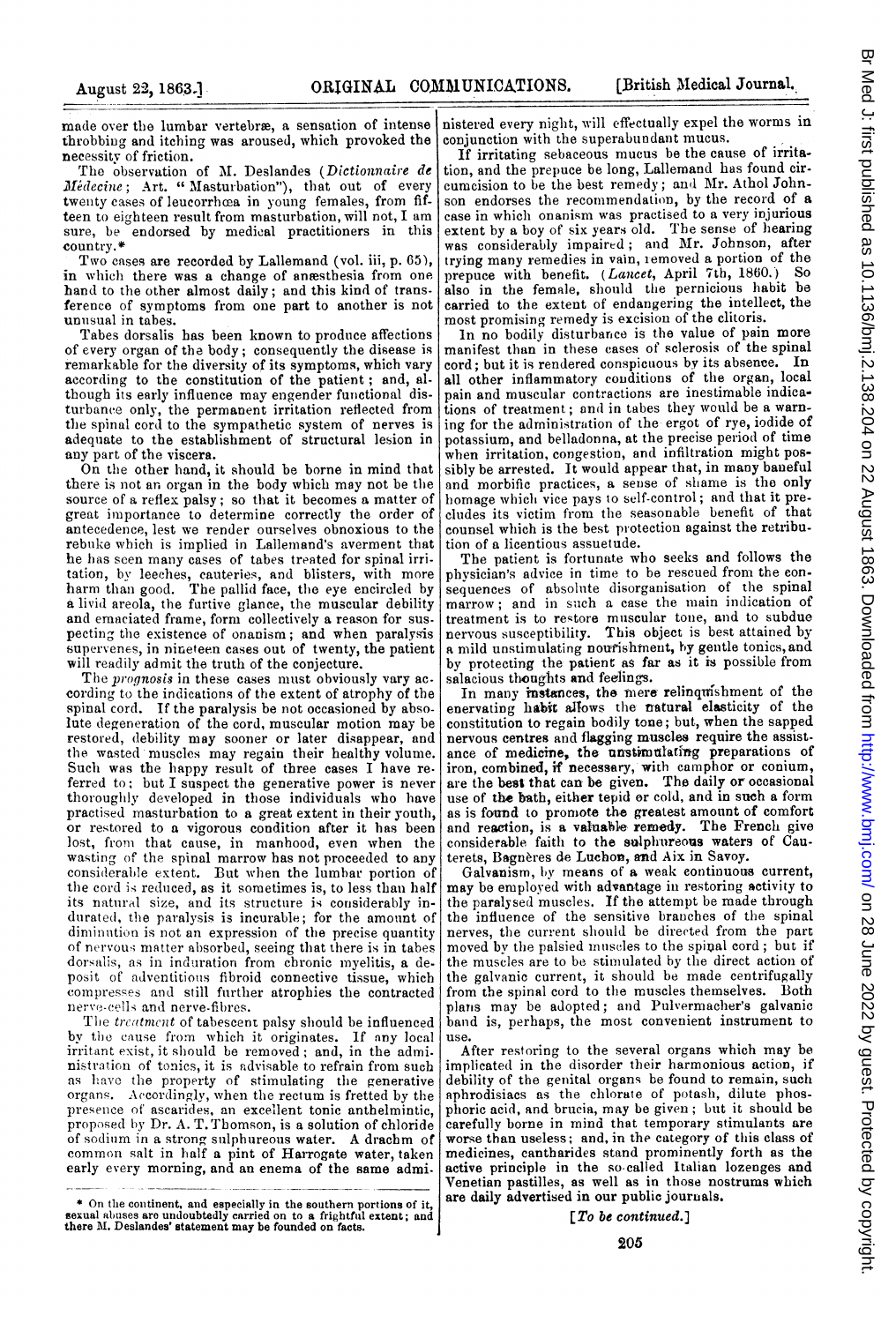made over the lumbar vertebræ, a sensation of intense throbbing and itching was aroused, which provoked the necessity of friction.

The observation of M. Deslandes (*Dictionnaire de Médecine*; Art. "Masturbation"), that out of every twenty cases of leucorrhœa in young females, from fifteen to eighteen result from masturbation, will not, I am sure, be endorsed by medical practitioners in this country.*

Two cases are recorded by Lallemand (vol. iii, p. 65), in which there was a change of anæsthesia from one hand to the other almost daily; and this kind of transference of symptoms from one part to another is not unusual in tabes.

Tabes dorsalis has been known to produce affections of every organ of the body; consequently the disease is remarkable for the diversity of its symptoms, which vary according to the constitution of the patient; and, although its early influence may engender functional disturbance only, the permanent irritation reflected from the spinal cord to the sympathetic system of nerves is adequate to the establishment of structural lesion in any part of the viscera.

On the other hand, it should be borne in mind that there is not an organ in the body which may not be the source of a reflex palsy; so that it becomes a matter of great importance to determine correctly the order of antecedence, lest we render ourselves obnoxious to the rebuke which is implied in Lallemand's averment that he has seen many cases of tabes treated for spinal irritation, by leeches, cauteries, and blisters, with more harm than good. The pallid face, the eye encircled by a livid areola, the furtive glance, the muscular debility and emaciated frame, form collectively a reason for suspecting the existence of onanism; and when paralysis supervenes, in nineteen cases out of twenty, the patient will readily admit the truth of the conjecture.

The *prognosis* in these cases must obviously vary according to the indications of the extent of atrophy of the spinal cord. If the paralysis be not occasioned by absolute degeneration of the cord, muscular motion may be restored, debility may sooner or later disappear, and the wasted muscles may regain their healthy volume. Such was the happy result of three cases I have referred to: but I suspect the generative power is never thoroughly developed in those individuals who have practised masturbation to a great extent in their youth, or restored to a vigorous condition after it has been lost, from that cause, in manhood, even when the wasting of the spinal marrow has not proceeded to any considerable extent. But when the lumbar portion of the cord is reduced, as it sometimes is, to less than half its natural size, and its structure is considerably indurated, the paralysis is incurable; for the amount of diminution is not an expression of the precise quantity of nervous matter absorbed, seeing that there is in tabes dorsalis, as in induration from chronic myelitis, a deposit of adventitious fibroid connective tissue, which compresses and still further atrophies the contracted nerve-cells and nerve-fibres.

The *treatment* of tabescent palsy should be influenced by the cause from which it originates. If any local irritant exist, it should be removed; and, in the administration of tonics, it is advisable to refrain from such as have the property of stimulating the generative organs. Accordingly, when the rectum is fretted by the presence of ascarides, an excellent tonic anthelmintic, proposed by Dr. A. T. Thomson, is a solution of chloride of sodium in a strong sulphureous water. A drachm of common salt in half a pint of Harrogate water, taken early every morning, and an enema of the same administered every night, will effectually expel the worms in conjunction with the superabundant mucus.

If irritating sebaceous mucus be the cause of irritation, and the prepuce be long, Lallemand has found circumcision to be the best remedy; and Mr. Athol Johnson endorses the recommendation, by the record of a case in which onanism was practised to a very injurious extent by a boy of six years old. The sense of hearing was considerably impaired; and Mr. Johnson, after trying many remedies in vain, removed a portion of the prepuce with benefit. (*Lancet*, April 7th, 1860.) So also in the female, should the pernicious habit be carried to the extent of endangering the intellect, the most promising remedy is excision of the clitoris.

In no bodily disturbance is the value of pain more manifest than in these cases of sclerosis of the spinal cord; but it is rendered conspicuous by its absence. In all other inflammatory conditions of the organ, local pain and muscular contractions are inestimable indications of treatment; and in tabes they would be a warning for the administration of the ergot of rye, iodide of potassium, and belladonna, at the precise period of time when irritation, congestion, and infiltration might possibly be arrested. It would appear that, in many baneful and morbific practices, a sense of shame is the only homage which vice pays to self-control; and that it precludes its victim from the seasonable benefit of that counsel which is the best protection against the retribution of a licentious assuetude.

The patient is fortunate who seeks and follows the physician's advice in time to be rescued from the consequences of absolute disorganisation of the spinal marrow; and in such a case the main indication of treatment is to restore muscular tone, and to subdue nervous susceptibility. This object is best attained by a mild unstimulating nourishment, by gentle tonics, and by protecting the patient as far as it is possible from salacious thoughts and feelings.

In many instances, the mere relinquishment of the enervating habit allows the natural elasticity of the constitution to regain bodily tone; but, when the sapped nervous centres and flagging muscles require the assistance of medicine, the unstimulating preparations of iron, combined, if necessary, with camphor or conium, are the best that can be given. The daily or occasional use of the bath, either tepid or cold, and in such a form as is found to promote the greatest amount of comfort and reaction, is a valuable remedy. The French give considerable faith to the sulphureous waters of Cauterets, Bagnères de Luchon, and Aix in Savoy.

Galvanism, by means of a weak continuous current, may be employed with advantage in restoring activity to the paralysed muscles. If the attempt be made through the influence of the sensitive branches of the spinal nerves, the current should be directed from the part moved by the palsied muscles to the spinal cord; but if the muscles are to be stimulated by the direct action of the galvanic current, it should be made centrifugally from the spinal cord to the muscles themselves. Both plans may be adopted; and Pulvermacher's galvanic band is, perhaps, the most convenient instrument to use.

After restoring to the several organs which may be implicated in the disorder their harmonious action, if debility of the genital organs be found to remain, such aphrodisiacs as the chlorate of potash, dilute phosphoric acid, and brucia, may be given; but it should be carefully borne in mind that temporary stimulants are worse than useless; and, in the category of this class of medicines, cantharides stand prominently forth as the active principle in the so-called Italian lozenges and Venetian pastilles, as well as in those nostrums which are daily advertised in our public journals.

[*To be continued.*]

\* On the continent, and especially in the southern portions of it, sexual abuses are undoubtedly carried on to a frightful extent; and there M. Deslandes' statement may be founded on facts.